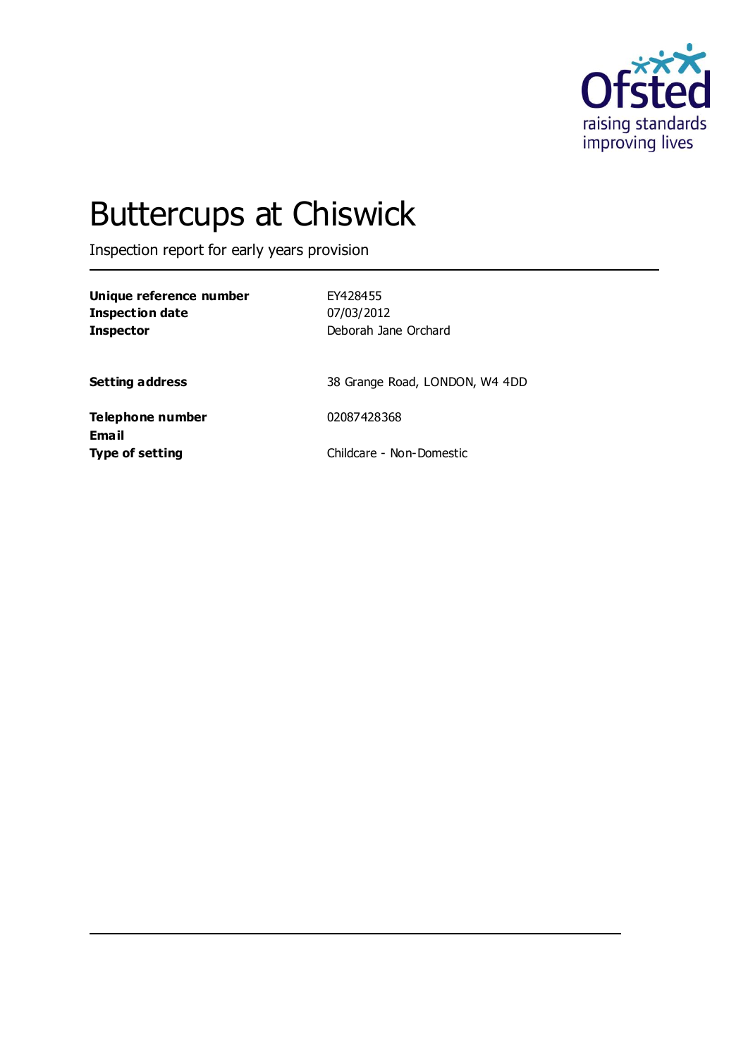# Buttercups at Chiswick

Inspection report for early years provision

| | |
|---|---|
| **Unique reference number** | EY428455 |
| **Inspection date** | 07/03/2012 |
| **Inspector** | Deborah Jane Orchard |
| **Setting address** | 38 Grange Road, LONDON, W4 4DD |
| **Telephone number** | 02087428368 |
| **Email** | |
| **Type of setting** | Childcare - Non-Domestic |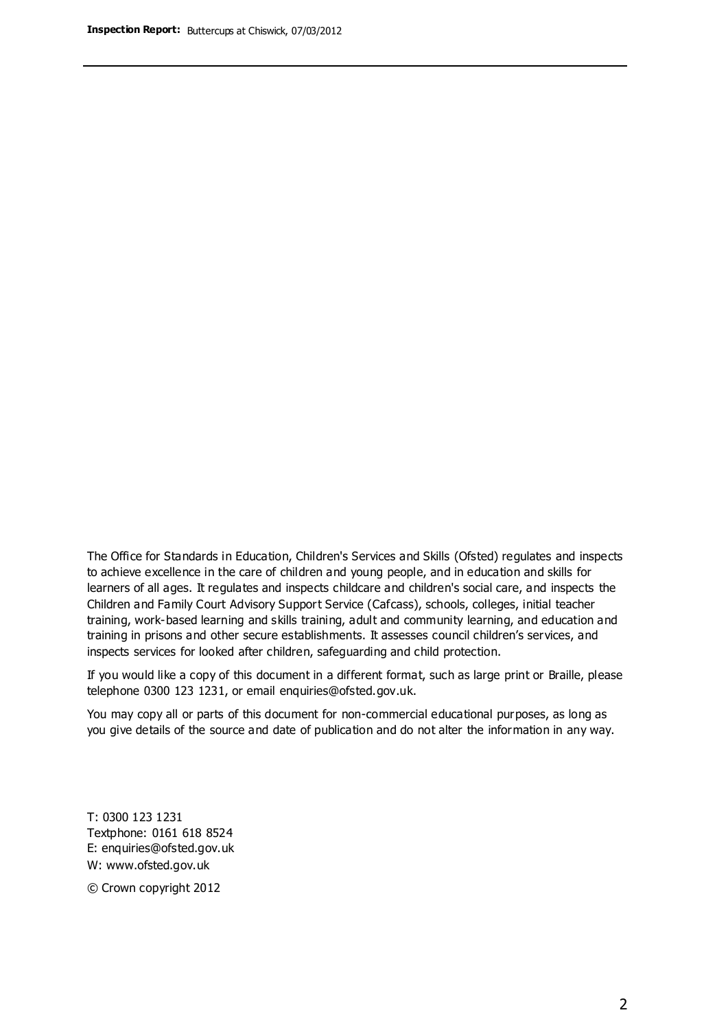The Office for Standards in Education, Children's Services and Skills (Ofsted) regulates and inspects to achieve excellence in the care of children and young people, and in education and skills for learners of all ages. It regulates and inspects childcare and children's social care, and inspects the Children and Family Court Advisory Support Service (Cafcass), schools, colleges, initial teacher training, work-based learning and skills training, adult and community learning, and education and training in prisons and other secure establishments. It assesses council children's services, and inspects services for looked after children, safeguarding and child protection.

If you would like a copy of this document in a different format, such as large print or Braille, please telephone 0300 123 1231, or email enquiries@ofsted.gov.uk.

You may copy all or parts of this document for non-commercial educational purposes, as long as you give details of the source and date of publication and do not alter the information in any way.

T: 0300 123 1231
Textphone: 0161 618 8524
E: enquiries@ofsted.gov.uk
W: www.ofsted.gov.uk

© Crown copyright 2012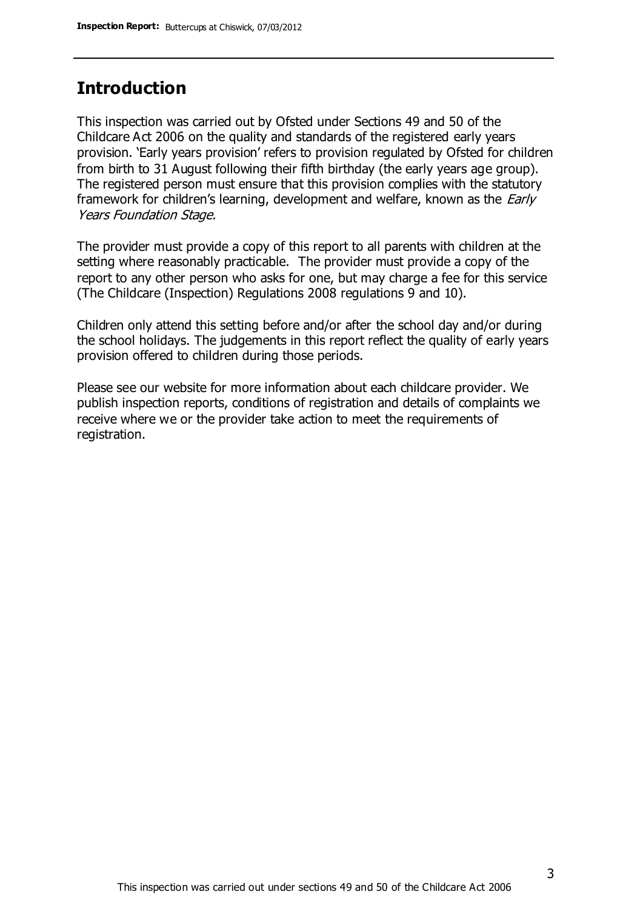## Introduction

This inspection was carried out by Ofsted under Sections 49 and 50 of the Childcare Act 2006 on the quality and standards of the registered early years provision. 'Early years provision' refers to provision regulated by Ofsted for children from birth to 31 August following their fifth birthday (the early years age group). The registered person must ensure that this provision complies with the statutory framework for children's learning, development and welfare, known as the *Early Years Foundation Stage.*

The provider must provide a copy of this report to all parents with children at the setting where reasonably practicable. The provider must provide a copy of the report to any other person who asks for one, but may charge a fee for this service (The Childcare (Inspection) Regulations 2008 regulations 9 and 10).

Children only attend this setting before and/or after the school day and/or during the school holidays. The judgements in this report reflect the quality of early years provision offered to children during those periods.

Please see our website for more information about each childcare provider. We publish inspection reports, conditions of registration and details of complaints we receive where we or the provider take action to meet the requirements of registration.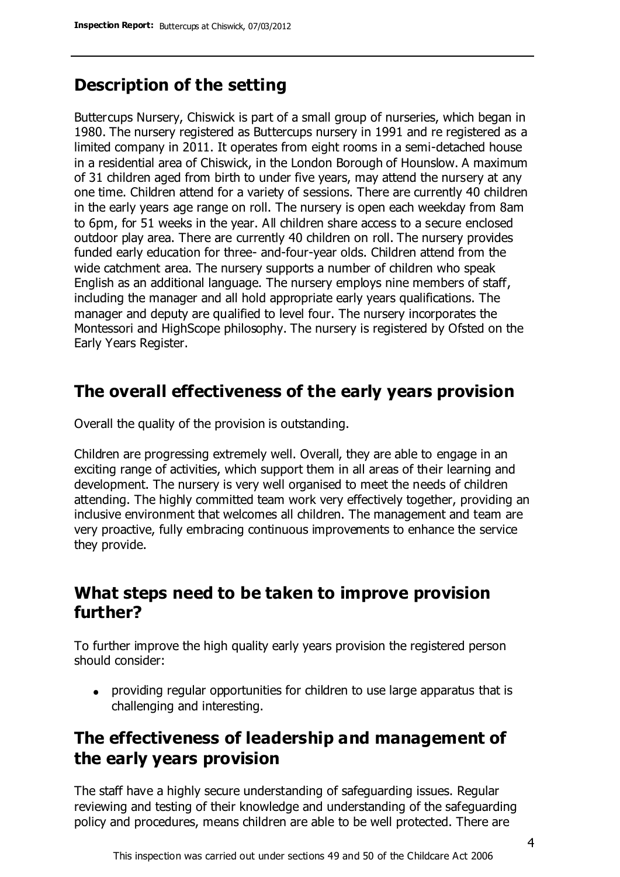## Description of the setting

Buttercups Nursery, Chiswick is part of a small group of nurseries, which began in 1980. The nursery registered as Buttercups nursery in 1991 and re registered as a limited company in 2011. It operates from eight rooms in a semi-detached house in a residential area of Chiswick, in the London Borough of Hounslow. A maximum of 31 children aged from birth to under five years, may attend the nursery at any one time. Children attend for a variety of sessions. There are currently 40 children in the early years age range on roll. The nursery is open each weekday from 8am to 6pm, for 51 weeks in the year. All children share access to a secure enclosed outdoor play area. There are currently 40 children on roll. The nursery provides funded early education for three- and-four-year olds. Children attend from the wide catchment area. The nursery supports a number of children who speak English as an additional language. The nursery employs nine members of staff, including the manager and all hold appropriate early years qualifications. The manager and deputy are qualified to level four. The nursery incorporates the Montessori and HighScope philosophy. The nursery is registered by Ofsted on the Early Years Register.

## The overall effectiveness of the early years provision

Overall the quality of the provision is outstanding.

Children are progressing extremely well. Overall, they are able to engage in an exciting range of activities, which support them in all areas of their learning and development. The nursery is very well organised to meet the needs of children attending. The highly committed team work very effectively together, providing an inclusive environment that welcomes all children. The management and team are very proactive, fully embracing continuous improvements to enhance the service they provide.

## What steps need to be taken to improve provision further?

To further improve the high quality early years provision the registered person should consider:

- providing regular opportunities for children to use large apparatus that is challenging and interesting.

## The effectiveness of leadership and management of the early years provision

The staff have a highly secure understanding of safeguarding issues. Regular reviewing and testing of their knowledge and understanding of the safeguarding policy and procedures, means children are able to be well protected. There are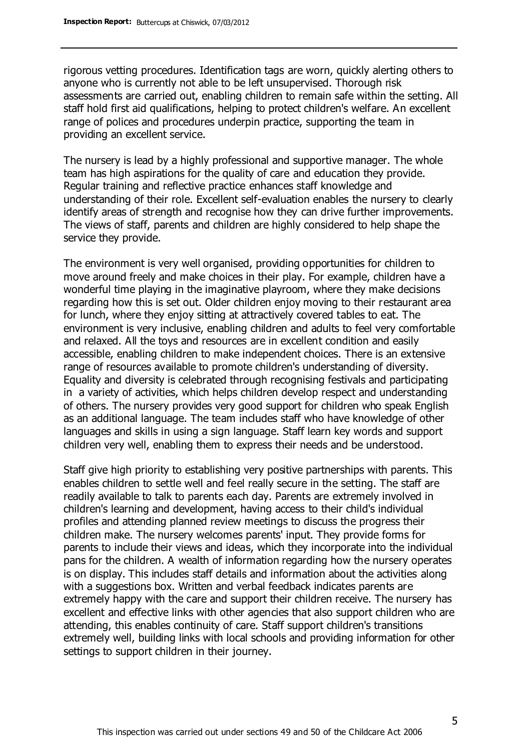rigorous vetting procedures. Identification tags are worn, quickly alerting others to anyone who is currently not able to be left unsupervised. Thorough risk assessments are carried out, enabling children to remain safe within the setting. All staff hold first aid qualifications, helping to protect children's welfare. An excellent range of polices and procedures underpin practice, supporting the team in providing an excellent service.

The nursery is lead by a highly professional and supportive manager. The whole team has high aspirations for the quality of care and education they provide. Regular training and reflective practice enhances staff knowledge and understanding of their role. Excellent self-evaluation enables the nursery to clearly identify areas of strength and recognise how they can drive further improvements. The views of staff, parents and children are highly considered to help shape the service they provide.

The environment is very well organised, providing opportunities for children to move around freely and make choices in their play. For example, children have a wonderful time playing in the imaginative playroom, where they make decisions regarding how this is set out. Older children enjoy moving to their restaurant area for lunch, where they enjoy sitting at attractively covered tables to eat. The environment is very inclusive, enabling children and adults to feel very comfortable and relaxed. All the toys and resources are in excellent condition and easily accessible, enabling children to make independent choices. There is an extensive range of resources available to promote children's understanding of diversity. Equality and diversity is celebrated through recognising festivals and participating in a variety of activities, which helps children develop respect and understanding of others. The nursery provides very good support for children who speak English as an additional language. The team includes staff who have knowledge of other languages and skills in using a sign language. Staff learn key words and support children very well, enabling them to express their needs and be understood.

Staff give high priority to establishing very positive partnerships with parents. This enables children to settle well and feel really secure in the setting. The staff are readily available to talk to parents each day. Parents are extremely involved in children's learning and development, having access to their child's individual profiles and attending planned review meetings to discuss the progress their children make. The nursery welcomes parents' input. They provide forms for parents to include their views and ideas, which they incorporate into the individual pans for the children. A wealth of information regarding how the nursery operates is on display. This includes staff details and information about the activities along with a suggestions box. Written and verbal feedback indicates parents are extremely happy with the care and support their children receive. The nursery has excellent and effective links with other agencies that also support children who are attending, this enables continuity of care. Staff support children's transitions extremely well, building links with local schools and providing information for other settings to support children in their journey.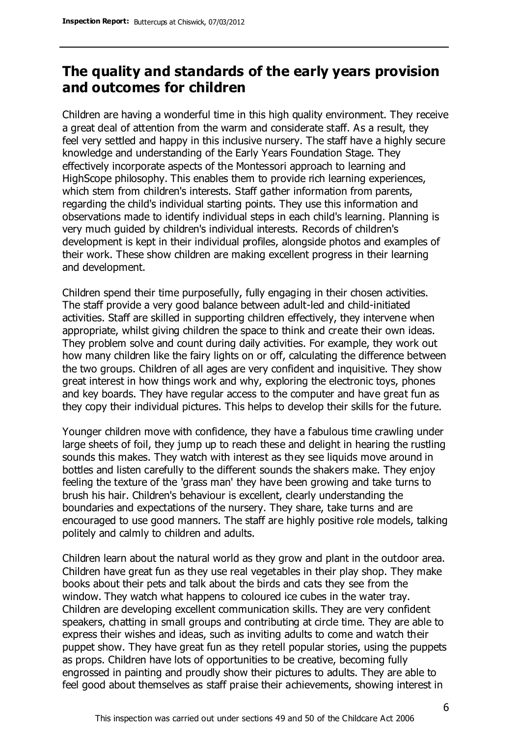## The quality and standards of the early years provision and outcomes for children

Children are having a wonderful time in this high quality environment. They receive a great deal of attention from the warm and considerate staff. As a result, they feel very settled and happy in this inclusive nursery. The staff have a highly secure knowledge and understanding of the Early Years Foundation Stage. They effectively incorporate aspects of the Montessori approach to learning and HighScope philosophy. This enables them to provide rich learning experiences, which stem from children's interests. Staff gather information from parents, regarding the child's individual starting points. They use this information and observations made to identify individual steps in each child's learning. Planning is very much guided by children's individual interests. Records of children's development is kept in their individual profiles, alongside photos and examples of their work. These show children are making excellent progress in their learning and development.

Children spend their time purposefully, fully engaging in their chosen activities. The staff provide a very good balance between adult-led and child-initiated activities. Staff are skilled in supporting children effectively, they intervene when appropriate, whilst giving children the space to think and create their own ideas. They problem solve and count during daily activities. For example, they work out how many children like the fairy lights on or off, calculating the difference between the two groups. Children of all ages are very confident and inquisitive. They show great interest in how things work and why, exploring the electronic toys, phones and key boards. They have regular access to the computer and have great fun as they copy their individual pictures. This helps to develop their skills for the future.

Younger children move with confidence, they have a fabulous time crawling under large sheets of foil, they jump up to reach these and delight in hearing the rustling sounds this makes. They watch with interest as they see liquids move around in bottles and listen carefully to the different sounds the shakers make. They enjoy feeling the texture of the 'grass man' they have been growing and take turns to brush his hair. Children's behaviour is excellent, clearly understanding the boundaries and expectations of the nursery. They share, take turns and are encouraged to use good manners. The staff are highly positive role models, talking politely and calmly to children and adults.

Children learn about the natural world as they grow and plant in the outdoor area. Children have great fun as they use real vegetables in their play shop. They make books about their pets and talk about the birds and cats they see from the window. They watch what happens to coloured ice cubes in the water tray. Children are developing excellent communication skills. They are very confident speakers, chatting in small groups and contributing at circle time. They are able to express their wishes and ideas, such as inviting adults to come and watch their puppet show. They have great fun as they retell popular stories, using the puppets as props. Children have lots of opportunities to be creative, becoming fully engrossed in painting and proudly show their pictures to adults. They are able to feel good about themselves as staff praise their achievements, showing interest in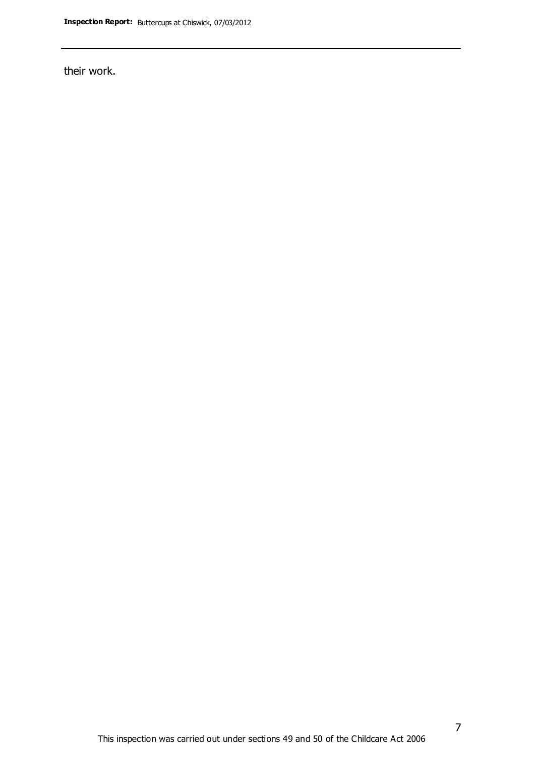their work.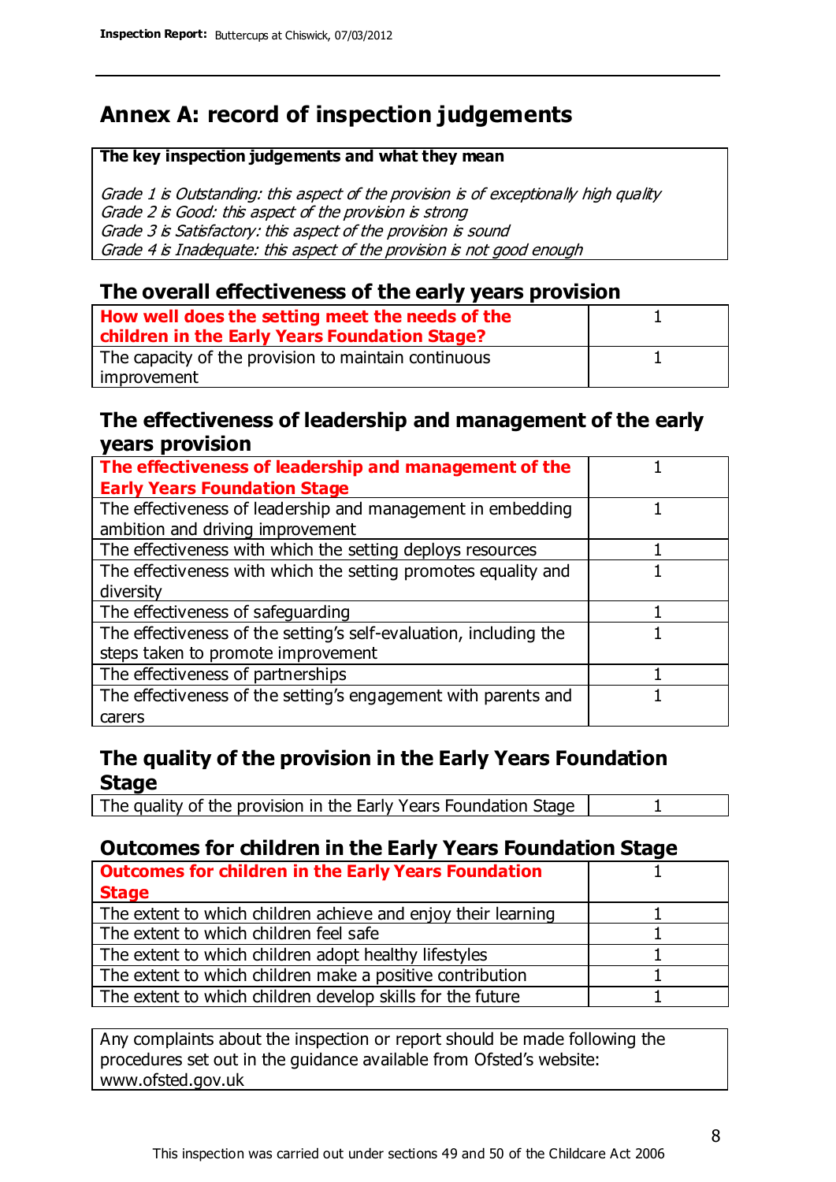# Annex A: record of inspection judgements

| The key inspection judgements and what they mean |
|---|
| *Grade 1 is Outstanding: this aspect of the provision is of exceptionally high quality*<br>*Grade 2 is Good: this aspect of the provision is strong*<br>*Grade 3 is Satisfactory: this aspect of the provision is sound*<br>*Grade 4 is Inadequate: this aspect of the provision is not good enough* |

## The overall effectiveness of the early years provision

| | |
|---|---|
| **How well does the setting meet the needs of the children in the Early Years Foundation Stage?** | 1 |
| The capacity of the provision to maintain continuous improvement | 1 |

## The effectiveness of leadership and management of the early years provision

| | |
|---|---|
| **The effectiveness of leadership and management of the Early Years Foundation Stage** | 1 |
| The effectiveness of leadership and management in embedding ambition and driving improvement | 1 |
| The effectiveness with which the setting deploys resources | 1 |
| The effectiveness with which the setting promotes equality and diversity | 1 |
| The effectiveness of safeguarding | 1 |
| The effectiveness of the setting's self-evaluation, including the steps taken to promote improvement | 1 |
| The effectiveness of partnerships | 1 |
| The effectiveness of the setting's engagement with parents and carers | 1 |

## The quality of the provision in the Early Years Foundation Stage

| | |
|---|---|
| The quality of the provision in the Early Years Foundation Stage | 1 |

## Outcomes for children in the Early Years Foundation Stage

| | |
|---|---|
| **Outcomes for children in the Early Years Foundation Stage** | 1 |
| The extent to which children achieve and enjoy their learning | 1 |
| The extent to which children feel safe | 1 |
| The extent to which children adopt healthy lifestyles | 1 |
| The extent to which children make a positive contribution | 1 |
| The extent to which children develop skills for the future | 1 |

Any complaints about the inspection or report should be made following the procedures set out in the guidance available from Ofsted's website: www.ofsted.gov.uk

This inspection was carried out under sections 49 and 50 of the Childcare Act 2006